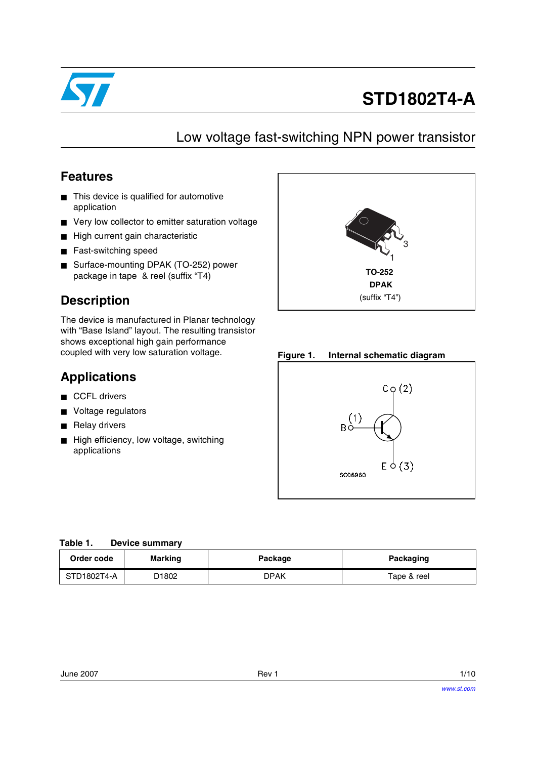# STD1802T4-A

## Low voltage fast-switching NPN power transistor

## Features

- This device is qualified for automotive application
- Very low collector to emitter saturation voltage
- High current gain characteristic
- Fast-switching speed
- Surface-mounting DPAK (TO-252) power package in tape & reel (suffix "T4")

TO-252
**DPAK**
(suffix "T4")

## Description

The device is manufactured in Planar technology with "Base Island" layout. The resulting transistor shows exceptional high gain performance coupled with very low saturation voltage.

## Applications

- CCFL drivers
- Voltage regulators
- Relay drivers
- High efficiency, low voltage, switching applications

**Figure 1. Internal schematic diagram**

**Table 1. Device summary**

| Order code | Marking | Package | Packaging |
|---|---|---|---|
| STD1802T4-A | D1802 | DPAK | Tape & reel |

June 2007 Rev 1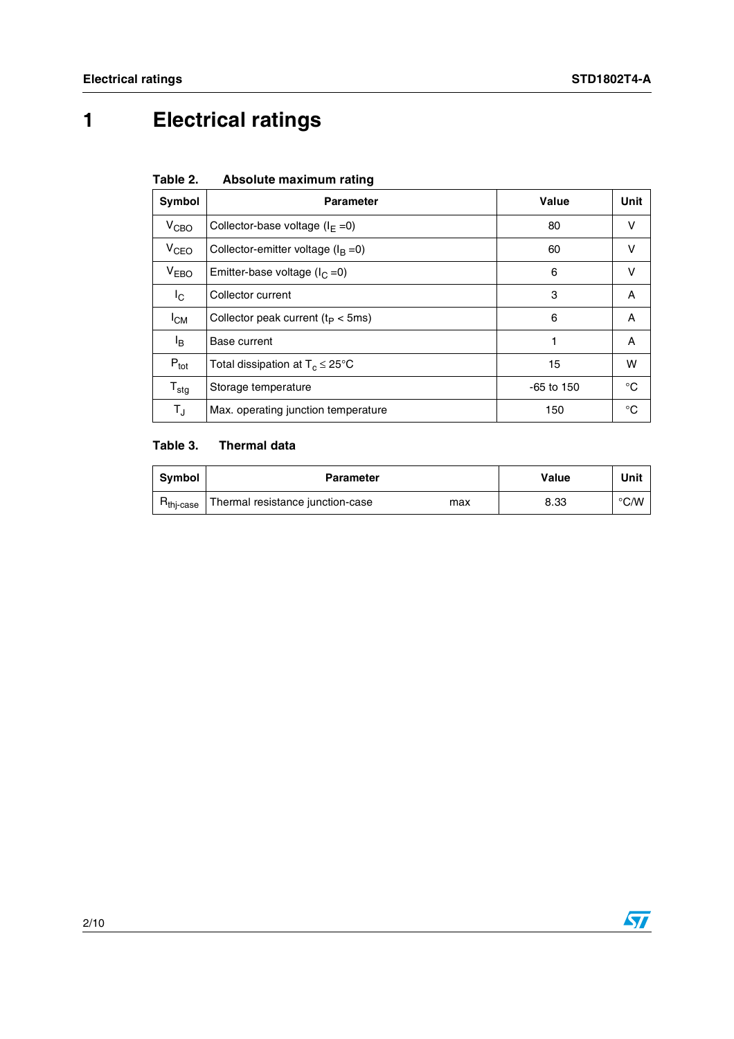# 1 Electrical ratings

**Table 2. Absolute maximum rating**

| Symbol | Parameter | Value | Unit |
|---|---|---|---|
| $V_{CBO}$ | Collector-base voltage ($I_E$ =0) | 80 | V |
| $V_{CEO}$ | Collector-emitter voltage ($I_B$ =0) | 60 | V |
| $V_{EBO}$ | Emitter-base voltage ($I_C$ =0) | 6 | V |
| $I_C$ | Collector current | 3 | A |
| $I_{CM}$ | Collector peak current ($t_P$ < 5ms) | 6 | A |
| $I_B$ | Base current | 1 | A |
| $P_{tot}$ | Total dissipation at $T_c \leq 25°C$ | 15 | W |
| $T_{stg}$ | Storage temperature | -65 to 150 | °C |
| $T_J$ | Max. operating junction temperature | 150 | °C |

**Table 3. Thermal data**

| Symbol | Parameter | | Value | Unit |
|---|---|---|---|---|
| $R_{thj-case}$ | Thermal resistance junction-case | max | 8.33 | °C/W |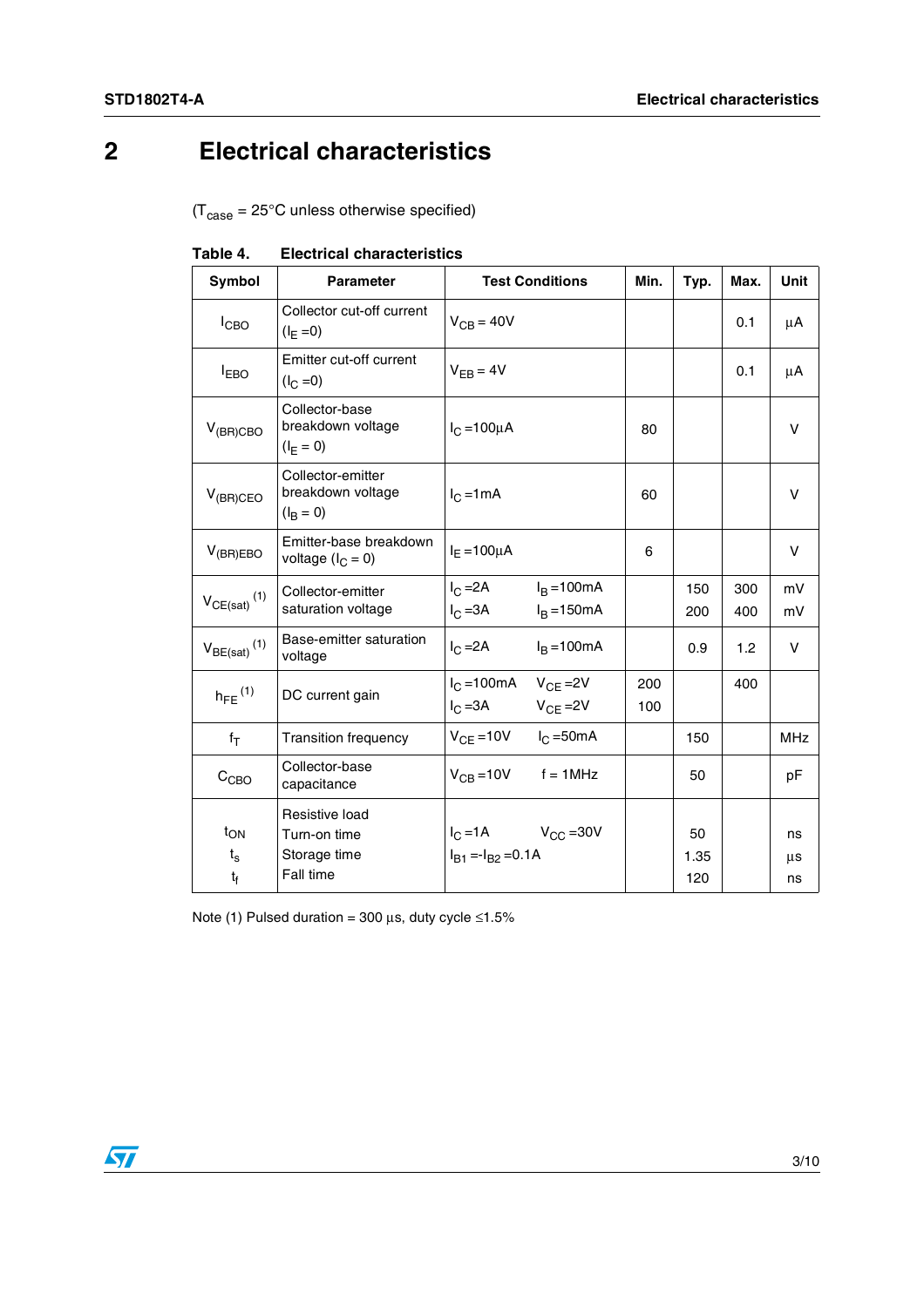# 2 Electrical characteristics

($T_{case}$ = 25°C unless otherwise specified)

**Table 4. Electrical characteristics**

| Symbol | Parameter | Test Conditions | Min. | Typ. | Max. | Unit |
|---|---|---|---|---|---|---|
| $I_{CBO}$ | Collector cut-off current ($I_E$ =0) | $V_{CB}$ = 40V | | | 0.1 | µA |
| $I_{EBO}$ | Emitter cut-off current ($I_C$ =0) | $V_{EB}$ = 4V | | | 0.1 | µA |
| $V_{(BR)CBO}$ | Collector-base breakdown voltage ($I_E$ = 0) | $I_C$ =100µA | 80 | | | V |
| $V_{(BR)CEO}$ | Collector-emitter breakdown voltage ($I_B$ = 0) | $I_C$ =1mA | 60 | | | V |
| $V_{(BR)EBO}$ | Emitter-base breakdown voltage ($I_C$ = 0) | $I_E$ =100µA | 6 | | | V |
| $V_{CE(sat)}$ (1) | Collector-emitter saturation voltage | $I_C$ =2A $I_B$ =100mA<br>$I_C$ =3A $I_B$ =150mA | | 150<br>200 | 300<br>400 | mV<br>mV |
| $V_{BE(sat)}$ (1) | Base-emitter saturation voltage | $I_C$ =2A $I_B$ =100mA | | 0.9 | 1.2 | V |
| $h_{FE}$ (1) | DC current gain | $I_C$ =100mA $V_{CE}$ =2V<br>$I_C$ =3A $V_{CE}$ =2V | 200<br>100 | | 400 | |
| $f_T$ | Transition frequency | $V_{CE}$ =10V $I_C$ =50mA | | 150 | | MHz |
| $C_{CBO}$ | Collector-base capacitance | $V_{CB}$ =10V f = 1MHz | | 50 | | pF |
| $t_{ON}$<br>$t_s$<br>$t_f$ | Resistive load<br>Turn-on time<br>Storage time<br>Fall time | $I_C$ =1A $V_{CC}$ =30V<br>$I_{B1}$ =-$I_{B2}$ =0.1A | | 50<br>1.35<br>120 | | ns<br>µs<br>ns |

Note (1) Pulsed duration = 300 µs, duty cycle ≤1.5%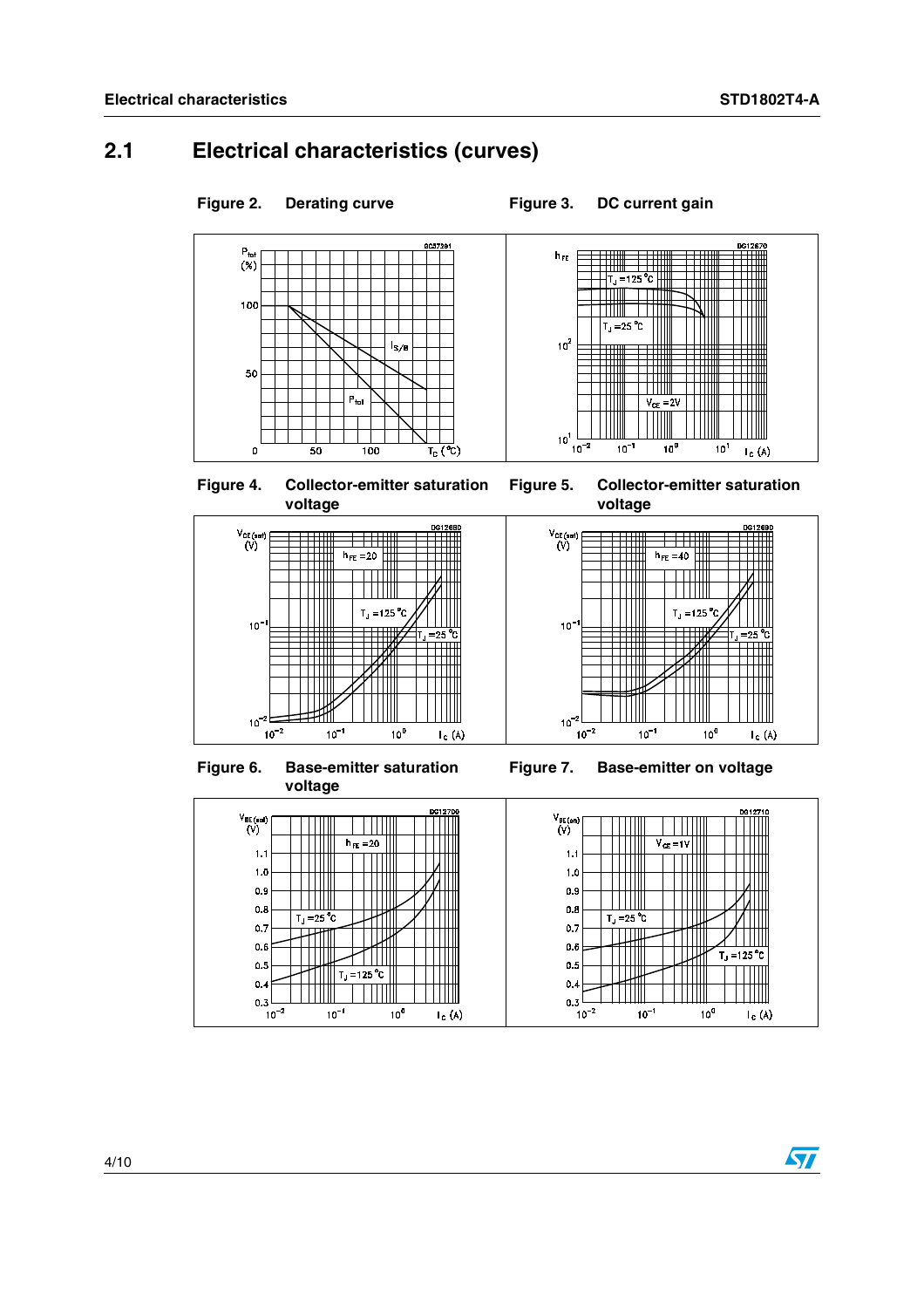## 2.1 Electrical characteristics (curves)

**Figure 2. Derating curve**

**Figure 3. DC current gain**

**Figure 4. Collector-emitter saturation voltage**

**Figure 5. Collector-emitter saturation voltage**

**Figure 6. Base-emitter saturation voltage**

**Figure 7. Base-emitter on voltage**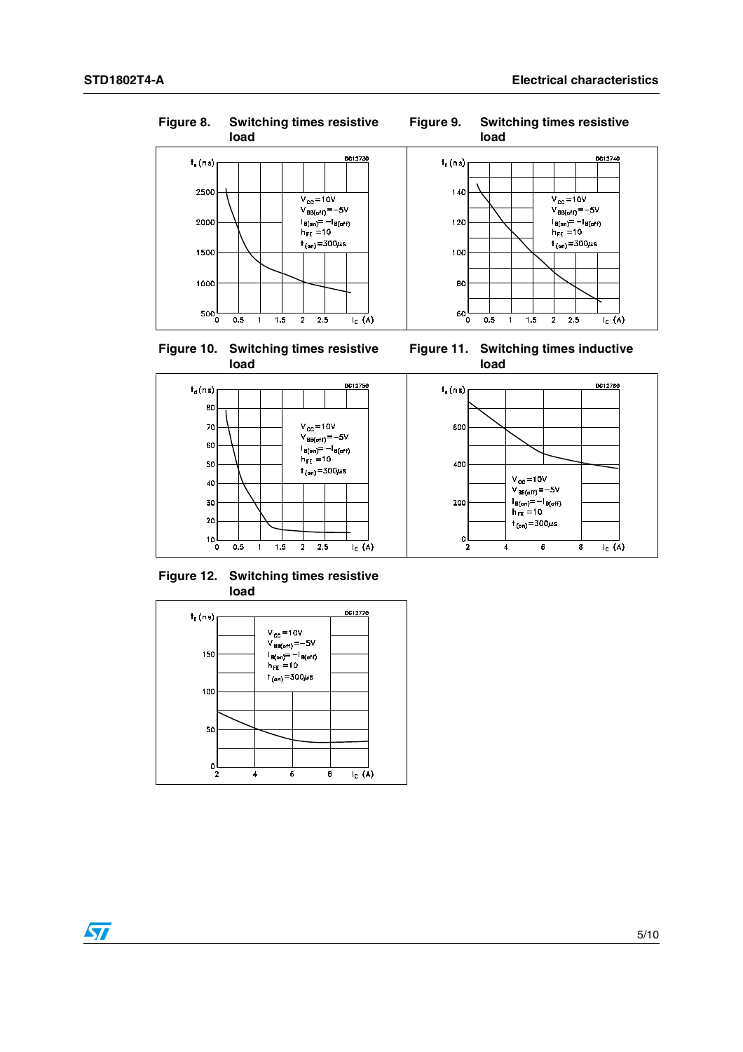**Figure 8. Switching times resistive load**

**Figure 9. Switching times resistive load**

**Figure 10. Switching times resistive load**

**Figure 11. Switching times inductive load**

**Figure 12. Switching times resistive load**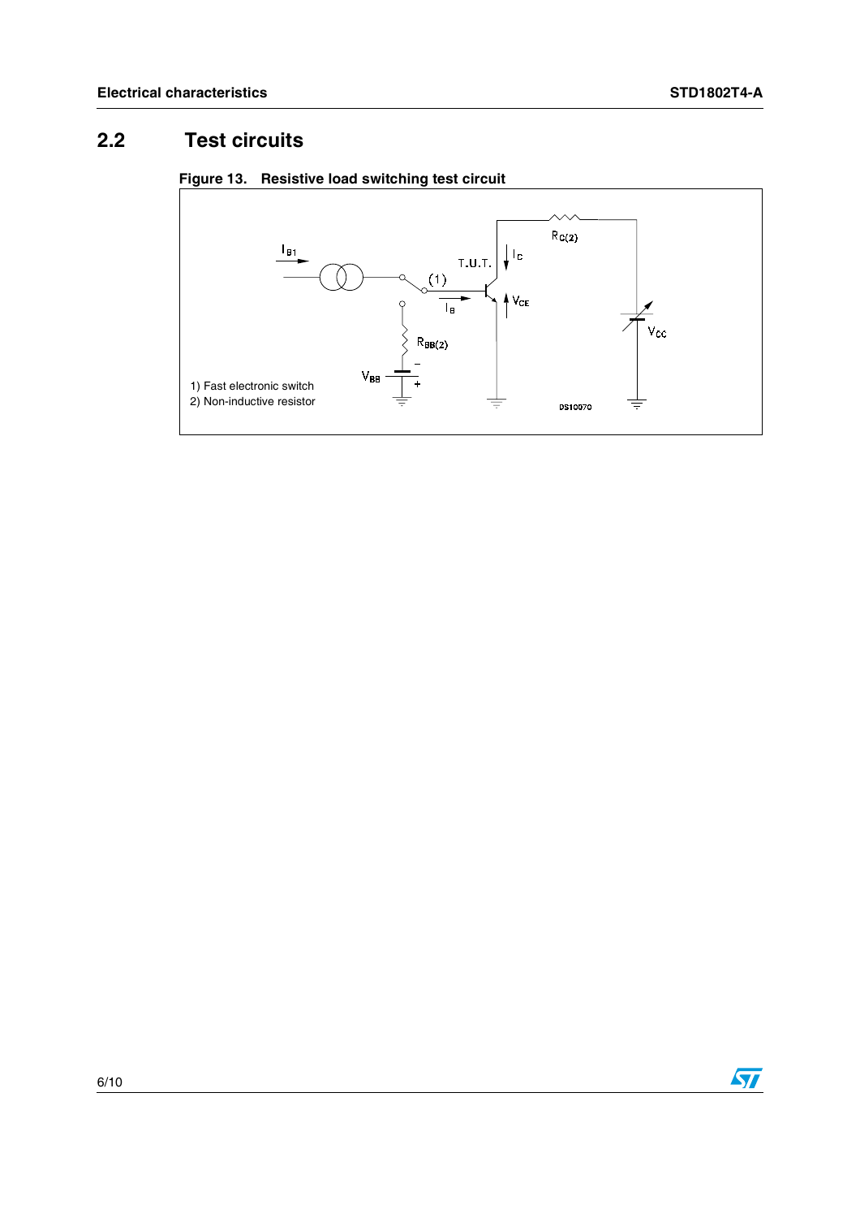## 2.2 Test circuits

**Figure 13. Resistive load switching test circuit**

1) Fast electronic switch
2) Non-inductive resistor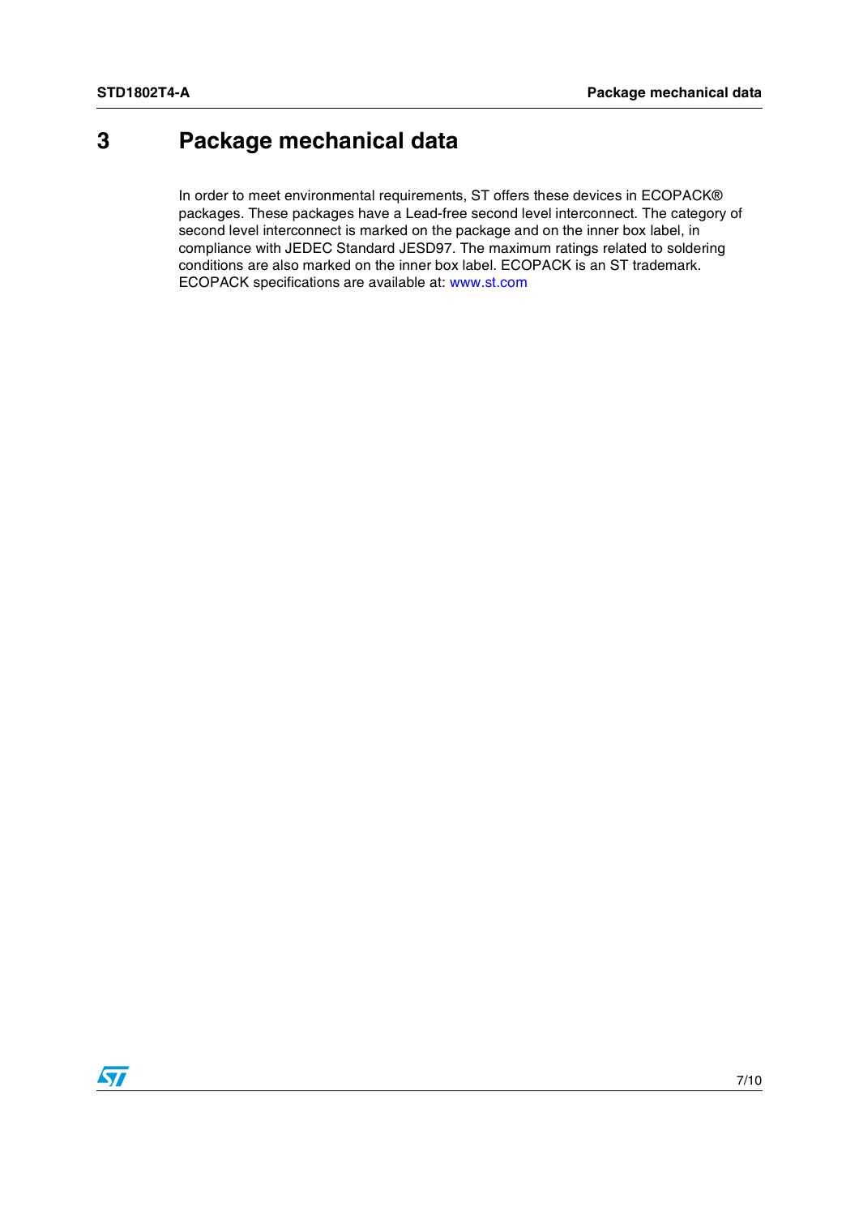# 3 Package mechanical data

In order to meet environmental requirements, ST offers these devices in ECOPACK® packages. These packages have a Lead-free second level interconnect. The category of second level interconnect is marked on the package and on the inner box label, in compliance with JEDEC Standard JESD97. The maximum ratings related to soldering conditions are also marked on the inner box label. ECOPACK is an ST trademark. ECOPACK specifications are available at: www.st.com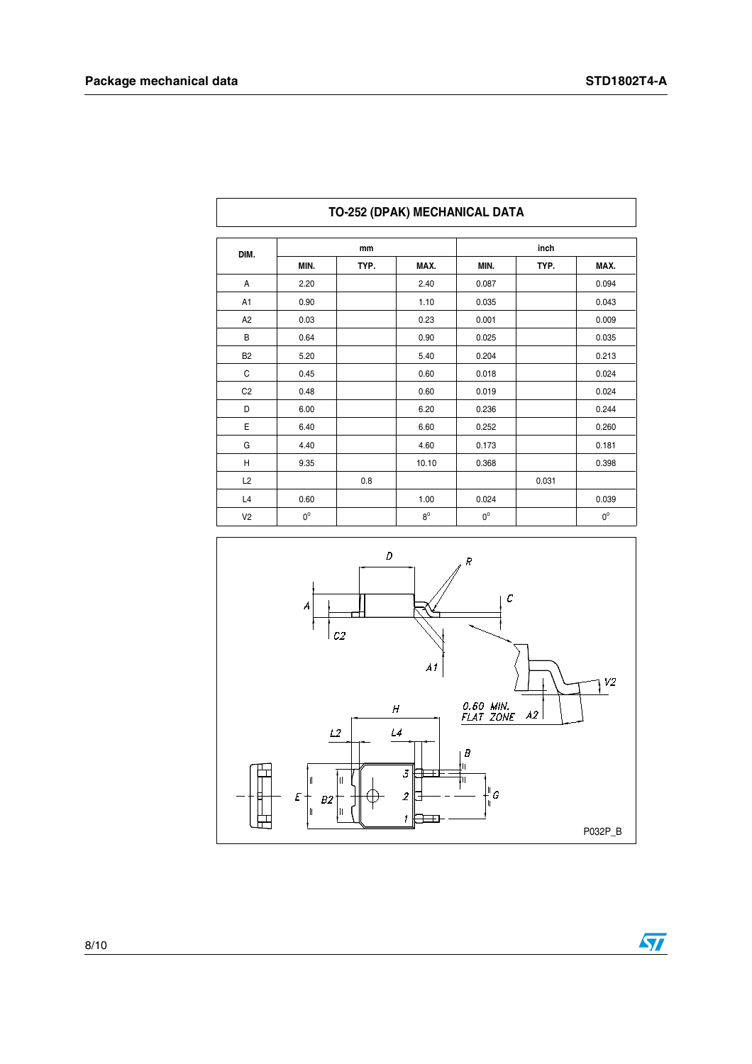## TO-252 (DPAK) MECHANICAL DATA

| DIM. | mm | | | inch | | |
|---|---|---|---|---|---|---|
| | MIN. | TYP. | MAX. | MIN. | TYP. | MAX. |
| A | 2.20 | | 2.40 | 0.087 | | 0.094 |
| A1 | 0.90 | | 1.10 | 0.035 | | 0.043 |
| A2 | 0.03 | | 0.23 | 0.001 | | 0.009 |
| B | 0.64 | | 0.90 | 0.025 | | 0.035 |
| B2 | 5.20 | | 5.40 | 0.204 | | 0.213 |
| C | 0.45 | | 0.60 | 0.018 | | 0.024 |
| C2 | 0.48 | | 0.60 | 0.019 | | 0.024 |
| D | 6.00 | | 6.20 | 0.236 | | 0.244 |
| E | 6.40 | | 6.60 | 0.252 | | 0.260 |
| G | 4.40 | | 4.60 | 0.173 | | 0.181 |
| H | 9.35 | | 10.10 | 0.368 | | 0.398 |
| L2 | | 0.8 | | | 0.031 | |
| L4 | 0.60 | | 1.00 | 0.024 | | 0.039 |
| V2 | 0° | | 8° | 0° | | 0° |

P032P_B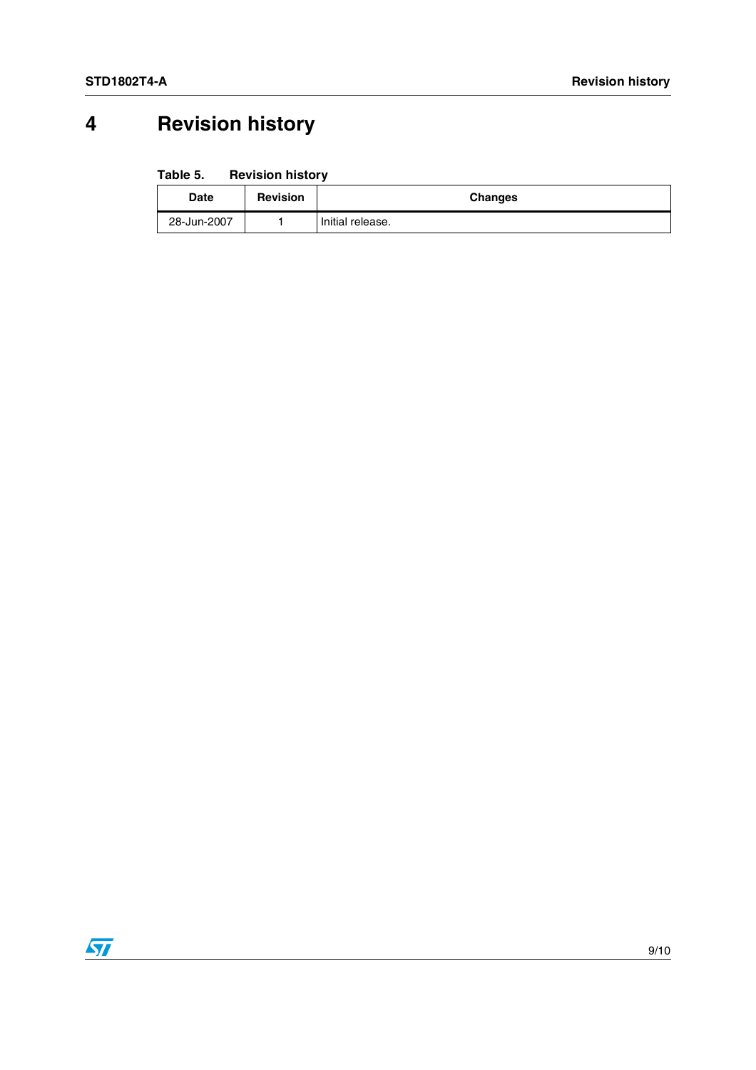# 4 Revision history

**Table 5. Revision history**

| Date | Revision | Changes |
|---|---|---|
| 28-Jun-2007 | 1 | Initial release. |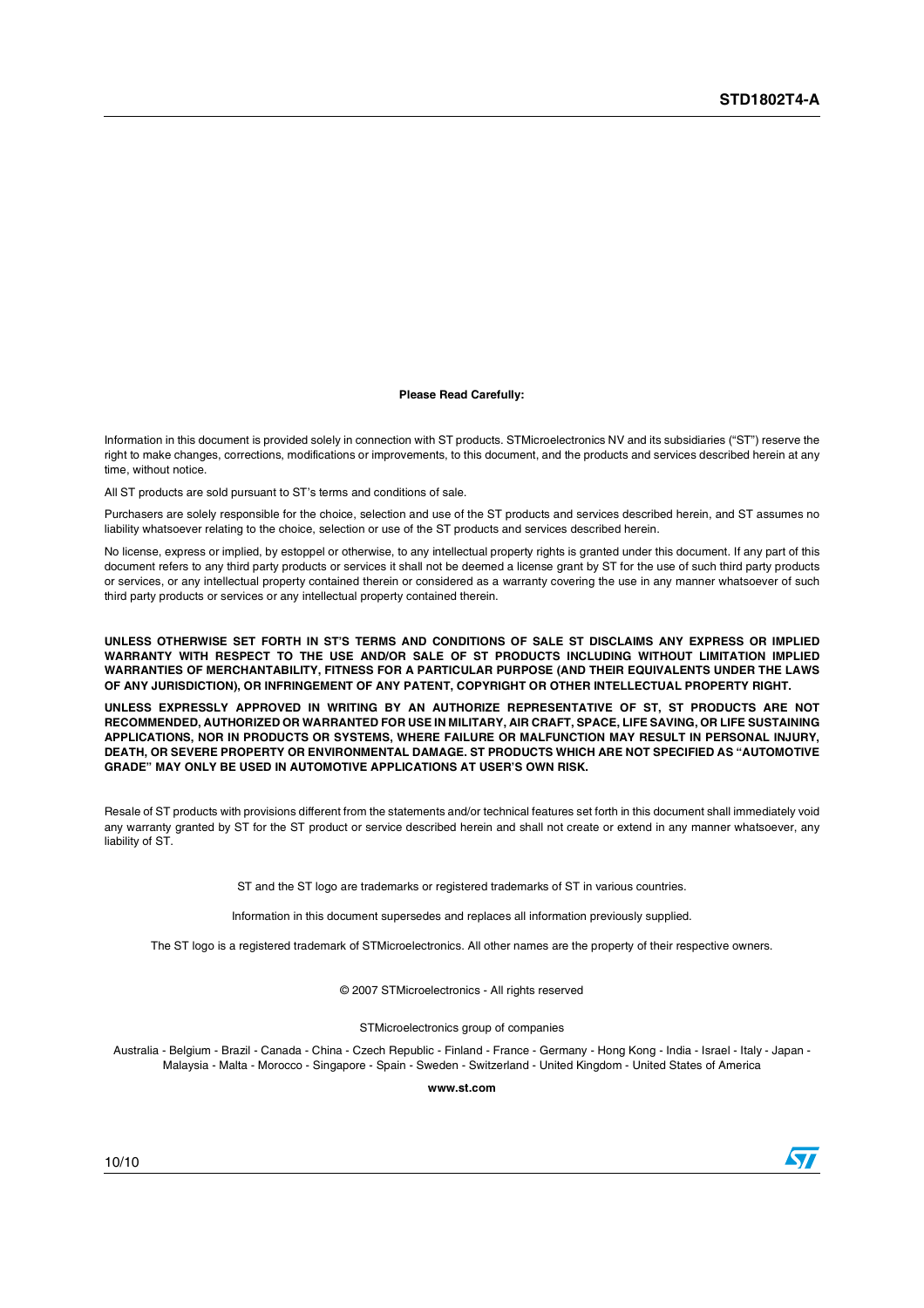**Please Read Carefully:**

Information in this document is provided solely in connection with ST products. STMicroelectronics NV and its subsidiaries ("ST") reserve the right to make changes, corrections, modifications or improvements, to this document, and the products and services described herein at any time, without notice.

All ST products are sold pursuant to ST's terms and conditions of sale.

Purchasers are solely responsible for the choice, selection and use of the ST products and services described herein, and ST assumes no liability whatsoever relating to the choice, selection or use of the ST products and services described herein.

No license, express or implied, by estoppel or otherwise, to any intellectual property rights is granted under this document. If any part of this document refers to any third party products or services it shall not be deemed a license grant by ST for the use of such third party products or services, or any intellectual property contained therein or considered as a warranty covering the use in any manner whatsoever of such third party products or services or any intellectual property contained therein.

**UNLESS OTHERWISE SET FORTH IN ST'S TERMS AND CONDITIONS OF SALE ST DISCLAIMS ANY EXPRESS OR IMPLIED WARRANTY WITH RESPECT TO THE USE AND/OR SALE OF ST PRODUCTS INCLUDING WITHOUT LIMITATION IMPLIED WARRANTIES OF MERCHANTABILITY, FITNESS FOR A PARTICULAR PURPOSE (AND THEIR EQUIVALENTS UNDER THE LAWS OF ANY JURISDICTION), OR INFRINGEMENT OF ANY PATENT, COPYRIGHT OR OTHER INTELLECTUAL PROPERTY RIGHT.**

**UNLESS EXPRESSLY APPROVED IN WRITING BY AN AUTHORIZE REPRESENTATIVE OF ST, ST PRODUCTS ARE NOT RECOMMENDED, AUTHORIZED OR WARRANTED FOR USE IN MILITARY, AIR CRAFT, SPACE, LIFE SAVING, OR LIFE SUSTAINING APPLICATIONS, NOR IN PRODUCTS OR SYSTEMS, WHERE FAILURE OR MALFUNCTION MAY RESULT IN PERSONAL INJURY, DEATH, OR SEVERE PROPERTY OR ENVIRONMENTAL DAMAGE. ST PRODUCTS WHICH ARE NOT SPECIFIED AS "AUTOMOTIVE GRADE" MAY ONLY BE USED IN AUTOMOTIVE APPLICATIONS AT USER'S OWN RISK.**

Resale of ST products with provisions different from the statements and/or technical features set forth in this document shall immediately void any warranty granted by ST for the ST product or service described herein and shall not create or extend in any manner whatsoever, any liability of ST.

ST and the ST logo are trademarks or registered trademarks of ST in various countries.

Information in this document supersedes and replaces all information previously supplied.

The ST logo is a registered trademark of STMicroelectronics. All other names are the property of their respective owners.

© 2007 STMicroelectronics - All rights reserved

STMicroelectronics group of companies

Australia - Belgium - Brazil - Canada - China - Czech Republic - Finland - France - Germany - Hong Kong - India - Israel - Italy - Japan - Malaysia - Malta - Morocco - Singapore - Spain - Sweden - Switzerland - United Kingdom - United States of America

**www.st.com**